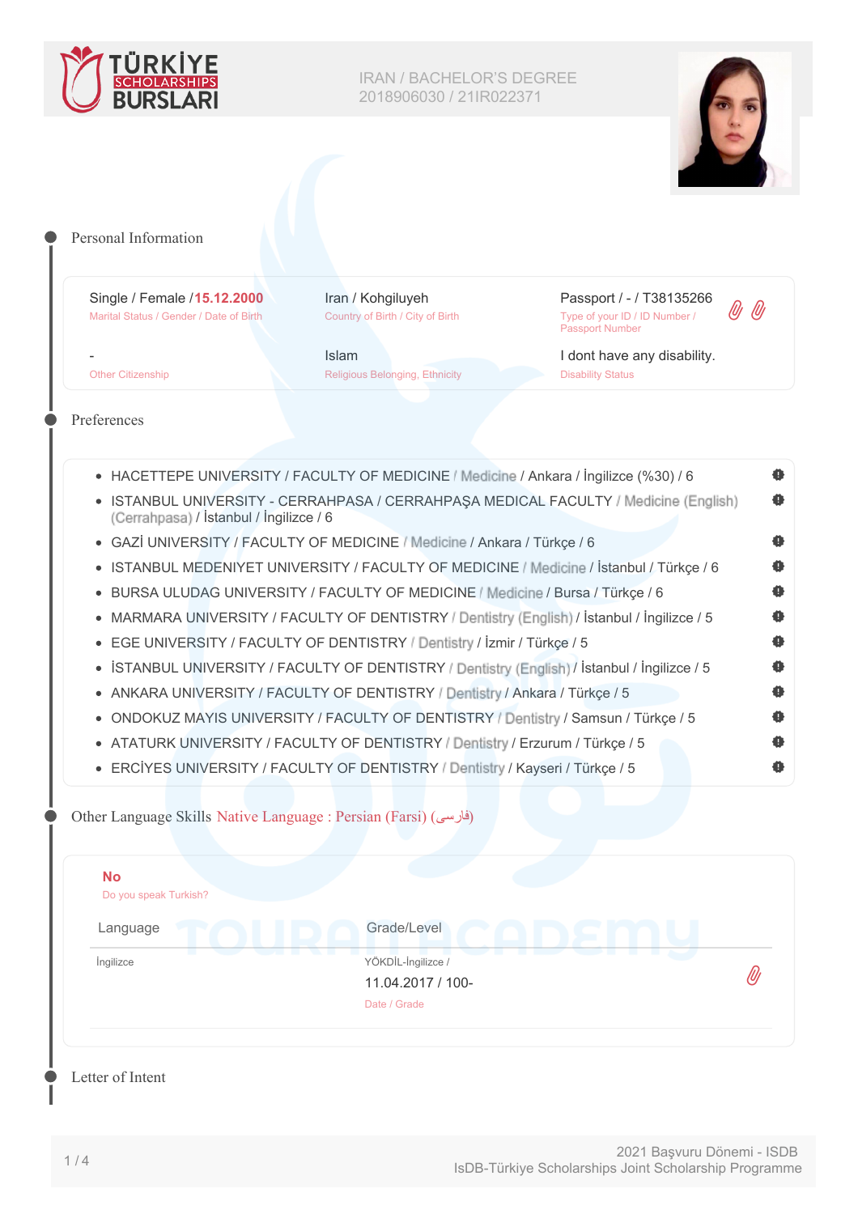TÜRKİYE SCHOLARSHIPS BURSLARI

IRAN / BACHELOR'S DEGREE
2018906030 / 21IR022371

## Personal Information

| | | |
|---|---|---|
| Single / Female / **15.12.2000**<br>Marital Status / Gender / Date of Birth | Iran / Kohgiluyeh<br>Country of Birth / City of Birth | Passport / - / T38135266<br>Type of your ID / ID Number / Passport Number |
| -<br>Other Citizenship | Islam<br>Religious Belonging, Ethnicity | I dont have any disability.<br>Disability Status |

## Preferences

- HACETTEPE UNIVERSITY / FACULTY OF MEDICINE / Medicine / Ankara / İngilizce (%30) / 6
- ISTANBUL UNIVERSITY - CERRAHPASA / CERRAHPAŞA MEDICAL FACULTY / Medicine (English) (Cerrahpasa) / İstanbul / İngilizce / 6
- GAZİ UNIVERSITY / FACULTY OF MEDICINE / Medicine / Ankara / Türkçe / 6
- ISTANBUL MEDENIYET UNIVERSITY / FACULTY OF MEDICINE / Medicine / İstanbul / Türkçe / 6
- BURSA ULUDAG UNIVERSITY / FACULTY OF MEDICINE / Medicine / Bursa / Türkçe / 6
- MARMARA UNIVERSITY / FACULTY OF DENTISTRY / Dentistry (English) / İstanbul / İngilizce / 5
- EGE UNIVERSITY / FACULTY OF DENTISTRY / Dentistry / İzmir / Türkçe / 5
- İSTANBUL UNIVERSITY / FACULTY OF DENTISTRY / Dentistry (English) / İstanbul / İngilizce / 5
- ANKARA UNIVERSITY / FACULTY OF DENTISTRY / Dentistry / Ankara / Türkçe / 5
- ONDOKUZ MAYIS UNIVERSITY / FACULTY OF DENTISTRY / Dentistry / Samsun / Türkçe / 5
- ATATURK UNIVERSITY / FACULTY OF DENTISTRY / Dentistry / Erzurum / Türkçe / 5
- ERCİYES UNIVERSITY / FACULTY OF DENTISTRY / Dentistry / Kayseri / Türkçe / 5

## Other Language Skills Native Language : Persian (Farsi) (فارسی)

**No**
Do you speak Turkish?

| Language | Grade/Level |
|---|---|
| İngilizce | YÖKDİL-İngilizce /<br>11.04.2017 / 100-<br>Date / Grade |

## Letter of Intent

2021 Başvuru Dönemi - ISDB
IsDB-Türkiye Scholarships Joint Scholarship Programme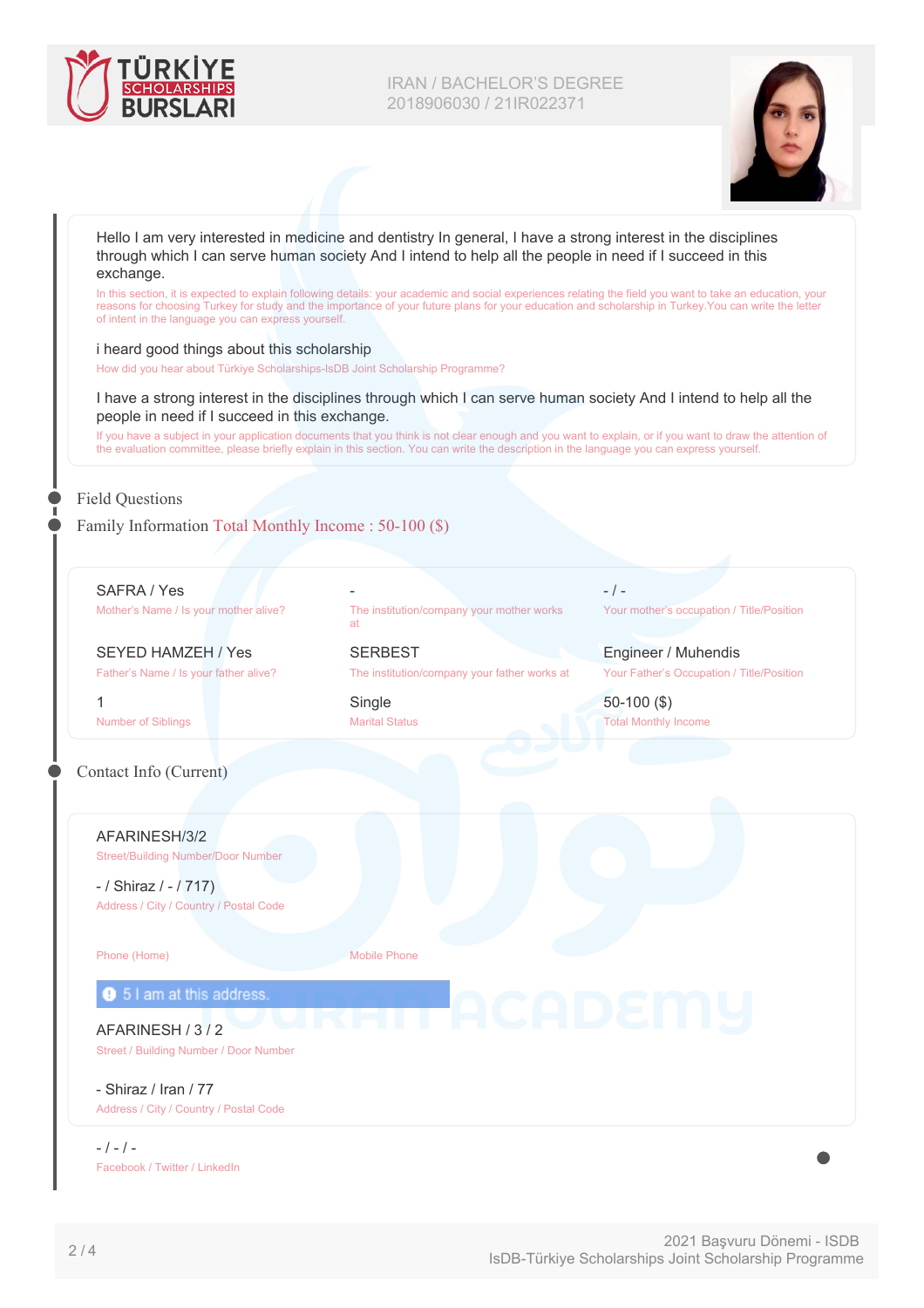IRAN / BACHELOR'S DEGREE
2018906030 / 21IR022371

Hello I am very interested in medicine and dentistry In general, I have a strong interest in the disciplines through which I can serve human society And I intend to help all the people in need if I succeed in this exchange.

In this section, it is expected to explain following details: your academic and social experiences relating the field you want to take an education, your reasons for choosing Turkey for study and the importance of your future plans for your education and scholarship in Turkey.You can write the letter of intent in the language you can express yourself.

i heard good things about this scholarship

How did you hear about Türkiye Scholarships-IsDB Joint Scholarship Programme?

I have a strong interest in the disciplines through which I can serve human society And I intend to help all the people in need if I succeed in this exchange.

If you have a subject in your application documents that you think is not clear enough and you want to explain, or if you want to draw the attention of the evaluation committee, please briefly explain in this section. You can write the description in the language you can express yourself.

## Field Questions

## Family Information Total Monthly Income : 50-100 ($)

| | | |
|---|---|---|
| SAFRA / Yes<br>Mother's Name / Is your mother alive? | -<br>The institution/company your mother works at | - / -<br>Your mother's occupation / Title/Position |
| SEYED HAMZEH / Yes<br>Father's Name / Is your father alive? | SERBEST<br>The institution/company your father works at | Engineer / Muhendis<br>Your Father's Occupation / Title/Position |
| 1<br>Number of Siblings | Single<br>Marital Status | 50-100 ($)<br>Total Monthly Income |

## Contact Info (Current)

AFARINESH/3/2
Street/Building Number/Door Number

- / Shiraz / - / 717)
Address / City / Country / Postal Code

Phone (Home)

Mobile Phone

5 I am at this address.

AFARINESH / 3 / 2
Street / Building Number / Door Number

- Shiraz / Iran / 77
Address / City / Country / Postal Code

- / - / -
Facebook / Twitter / LinkedIn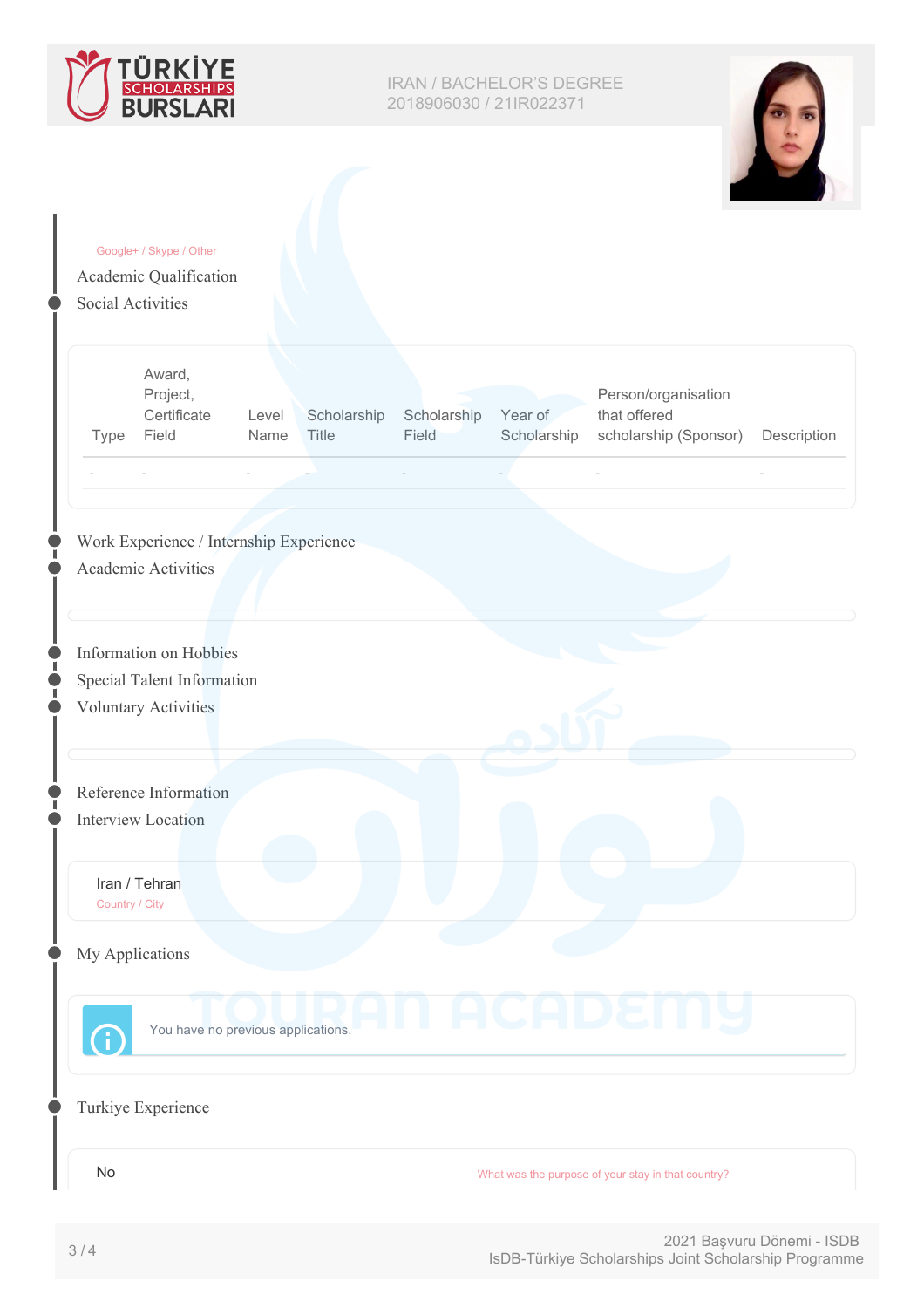IRAN / BACHELOR'S DEGREE
2018906030 / 21IR022371

Google+ / Skype / Other

## Academic Qualification

## Social Activities

| Type | Award, Project, Certificate Field | Level Name | Scholarship Title | Scholarship Field | Year of Scholarship | Person/organisation that offered scholarship (Sponsor) | Description |
|---|---|---|---|---|---|---|---|
| - | - | - | - | - | - | - | - |

## Work Experience / Internship Experience

## Academic Activities

## Information on Hobbies

## Special Talent Information

## Voluntary Activities

## Reference Information

## Interview Location

Iran / Tehran
Country / City

## My Applications

You have no previous applications.

## Turkiye Experience

No

What was the purpose of your stay in that country?

2021 Başvuru Dönemi - ISDB
IsDB-Türkiye Scholarships Joint Scholarship Programme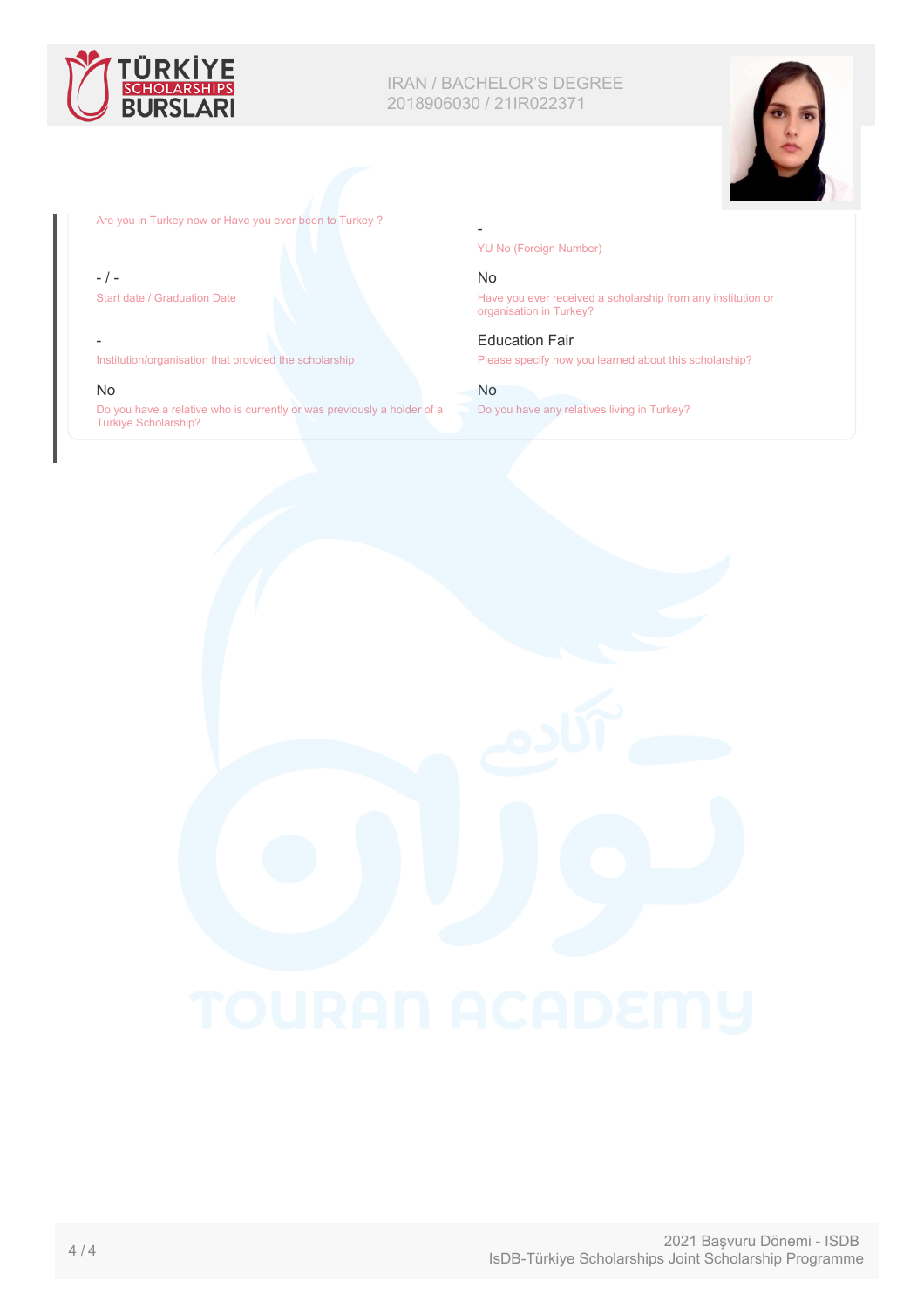IRAN / BACHELOR'S DEGREE
2018906030 / 21IR022371

Are you in Turkey now or Have you ever been to Turkey ?

-
YU No (Foreign Number)

- / -
Start date / Graduation Date

No
Have you ever received a scholarship from any institution or organisation in Turkey?

-
Institution/organisation that provided the scholarship

Education Fair
Please specify how you learned about this scholarship?

No
Do you have a relative who is currently or was previously a holder of a Türkiye Scholarship?

No
Do you have any relatives living in Turkey?